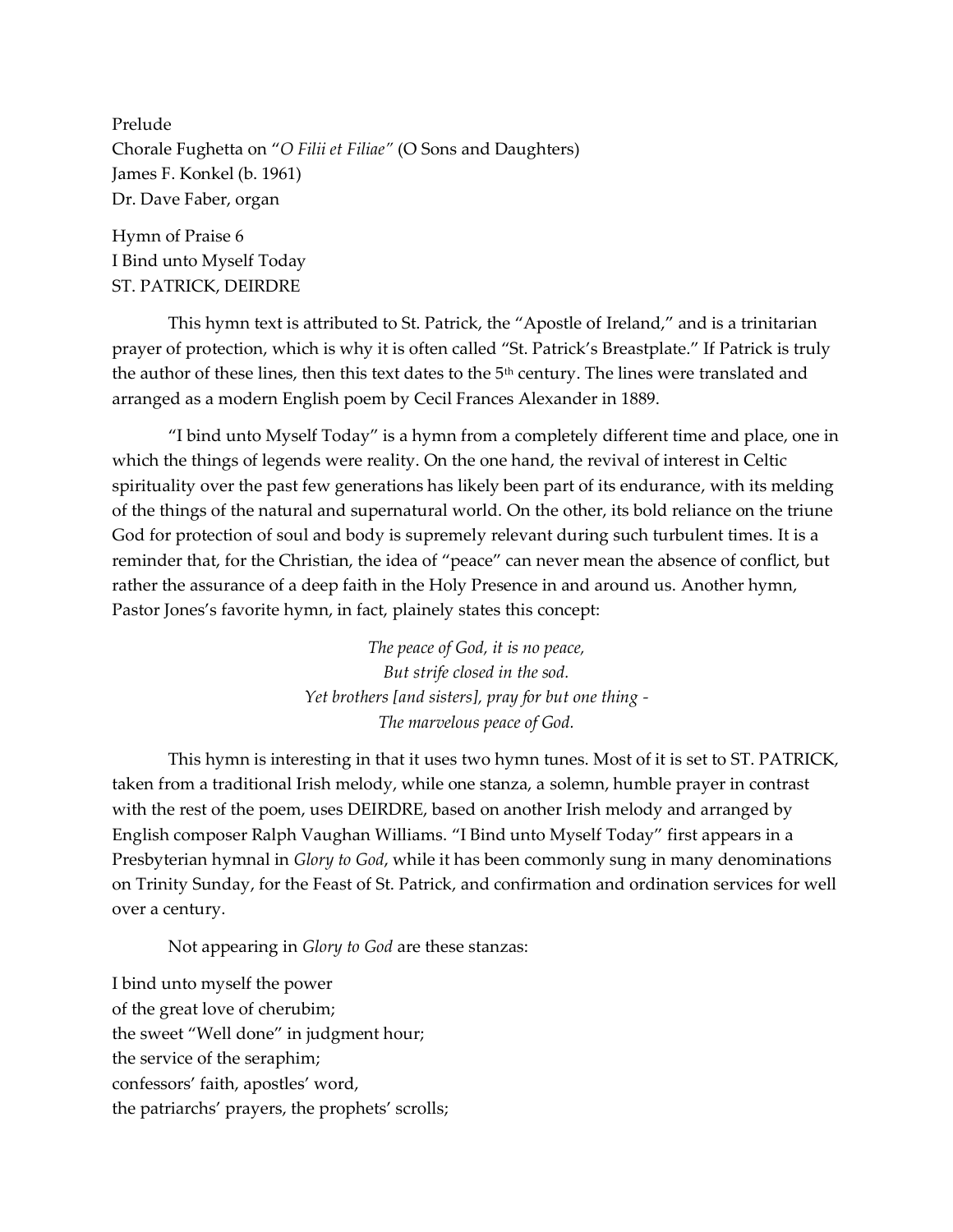Prelude
Chorale Fughetta on "*O Filii et Filiae*" (O Sons and Daughters)
James F. Konkel (b. 1961)
Dr. Dave Faber, organ

Hymn of Praise 6
I Bind unto Myself Today
ST. PATRICK, DEIRDRE

This hymn text is attributed to St. Patrick, the "Apostle of Ireland," and is a trinitarian prayer of protection, which is why it is often called "St. Patrick's Breastplate." If Patrick is truly the author of these lines, then this text dates to the 5th century. The lines were translated and arranged as a modern English poem by Cecil Frances Alexander in 1889.

"I bind unto Myself Today" is a hymn from a completely different time and place, one in which the things of legends were reality. On the one hand, the revival of interest in Celtic spirituality over the past few generations has likely been part of its endurance, with its melding of the things of the natural and supernatural world. On the other, its bold reliance on the triune God for protection of soul and body is supremely relevant during such turbulent times. It is a reminder that, for the Christian, the idea of "peace" can never mean the absence of conflict, but rather the assurance of a deep faith in the Holy Presence in and around us. Another hymn, Pastor Jones's favorite hymn, in fact, plainly states this concept:

*The peace of God, it is no peace,*
*But strife closed in the sod.*
*Yet brothers [and sisters], pray for but one thing -*
*The marvelous peace of God.*

This hymn is interesting in that it uses two hymn tunes. Most of it is set to ST. PATRICK, taken from a traditional Irish melody, while one stanza, a solemn, humble prayer in contrast with the rest of the poem, uses DEIRDRE, based on another Irish melody and arranged by English composer Ralph Vaughan Williams. "I Bind unto Myself Today" first appears in a Presbyterian hymnal in *Glory to God*, while it has been commonly sung in many denominations on Trinity Sunday, for the Feast of St. Patrick, and confirmation and ordination services for well over a century.

Not appearing in *Glory to God* are these stanzas:

I bind unto myself the power
of the great love of cherubim;
the sweet "Well done" in judgment hour;
the service of the seraphim;
confessors' faith, apostles' word,
the patriarchs' prayers, the prophets' scrolls;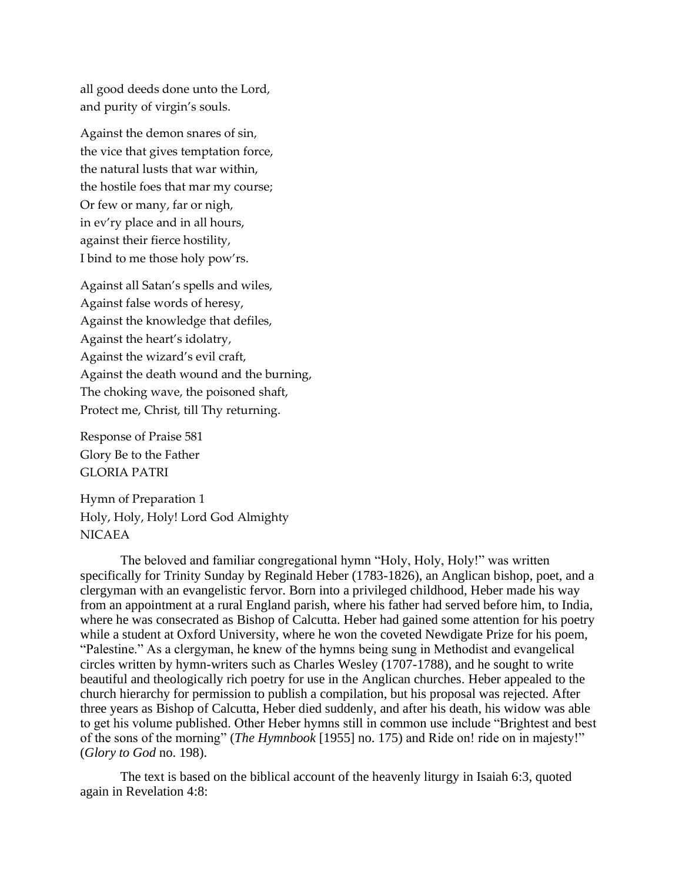all good deeds done unto the Lord,
and purity of virgin's souls.

Against the demon snares of sin,
the vice that gives temptation force,
the natural lusts that war within,
the hostile foes that mar my course;
Or few or many, far or nigh,
in ev'ry place and in all hours,
against their fierce hostility,
I bind to me those holy pow'rs.

Against all Satan's spells and wiles,
Against false words of heresy,
Against the knowledge that defiles,
Against the heart's idolatry,
Against the wizard's evil craft,
Against the death wound and the burning,
The choking wave, the poisoned shaft,
Protect me, Christ, till Thy returning.

Response of Praise 581
Glory Be to the Father
GLORIA PATRI

Hymn of Preparation 1
Holy, Holy, Holy! Lord God Almighty
NICAEA

The beloved and familiar congregational hymn "Holy, Holy, Holy!" was written specifically for Trinity Sunday by Reginald Heber (1783-1826), an Anglican bishop, poet, and a clergyman with an evangelistic fervor. Born into a privileged childhood, Heber made his way from an appointment at a rural England parish, where his father had served before him, to India, where he was consecrated as Bishop of Calcutta. Heber had gained some attention for his poetry while a student at Oxford University, where he won the coveted Newdigate Prize for his poem, "Palestine." As a clergyman, he knew of the hymns being sung in Methodist and evangelical circles written by hymn-writers such as Charles Wesley (1707-1788), and he sought to write beautiful and theologically rich poetry for use in the Anglican churches. Heber appealed to the church hierarchy for permission to publish a compilation, but his proposal was rejected. After three years as Bishop of Calcutta, Heber died suddenly, and after his death, his widow was able to get his volume published. Other Heber hymns still in common use include "Brightest and best of the sons of the morning" (*The Hymnbook* [1955] no. 175) and Ride on! ride on in majesty!" (*Glory to God* no. 198).

The text is based on the biblical account of the heavenly liturgy in Isaiah 6:3, quoted again in Revelation 4:8: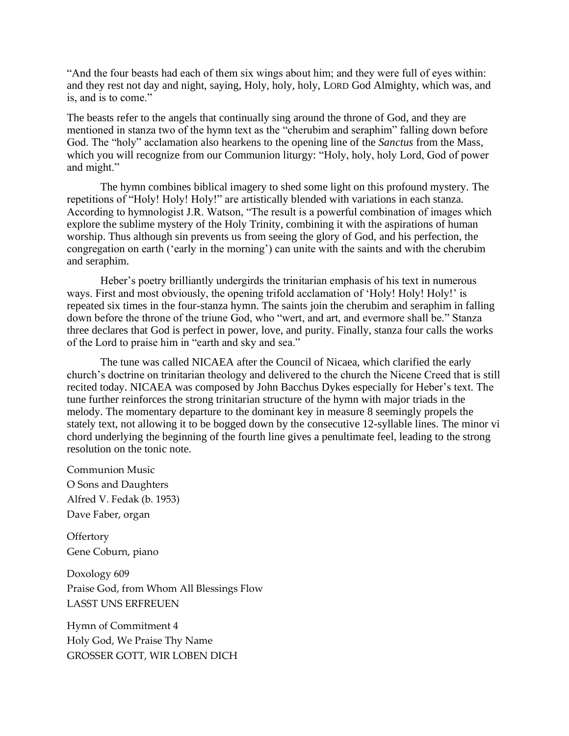"And the four beasts had each of them six wings about him; and they were full of eyes within: and they rest not day and night, saying, Holy, holy, holy, LORD God Almighty, which was, and is, and is to come."

The beasts refer to the angels that continually sing around the throne of God, and they are mentioned in stanza two of the hymn text as the "cherubim and seraphim" falling down before God. The "holy" acclamation also hearkens to the opening line of the *Sanctus* from the Mass, which you will recognize from our Communion liturgy: "Holy, holy, holy Lord, God of power and might."

The hymn combines biblical imagery to shed some light on this profound mystery. The repetitions of "Holy! Holy! Holy!" are artistically blended with variations in each stanza. According to hymnologist J.R. Watson, "The result is a powerful combination of images which explore the sublime mystery of the Holy Trinity, combining it with the aspirations of human worship. Thus although sin prevents us from seeing the glory of God, and his perfection, the congregation on earth ('early in the morning') can unite with the saints and with the cherubim and seraphim.

Heber's poetry brilliantly undergirds the trinitarian emphasis of his text in numerous ways. First and most obviously, the opening trifold acclamation of 'Holy! Holy! Holy!' is repeated six times in the four-stanza hymn. The saints join the cherubim and seraphim in falling down before the throne of the triune God, who "wert, and art, and evermore shall be." Stanza three declares that God is perfect in power, love, and purity. Finally, stanza four calls the works of the Lord to praise him in "earth and sky and sea."

The tune was called NICAEA after the Council of Nicaea, which clarified the early church's doctrine on trinitarian theology and delivered to the church the Nicene Creed that is still recited today. NICAEA was composed by John Bacchus Dykes especially for Heber's text. The tune further reinforces the strong trinitarian structure of the hymn with major triads in the melody. The momentary departure to the dominant key in measure 8 seemingly propels the stately text, not allowing it to be bogged down by the consecutive 12-syllable lines. The minor vi chord underlying the beginning of the fourth line gives a penultimate feel, leading to the strong resolution on the tonic note.

Communion Music
O Sons and Daughters
Alfred V. Fedak (b. 1953)
Dave Faber, organ

Offertory
Gene Coburn, piano

Doxology 609
Praise God, from Whom All Blessings Flow
LASST UNS ERFREUEN

Hymn of Commitment 4
Holy God, We Praise Thy Name
GROSSER GOTT, WIR LOBEN DICH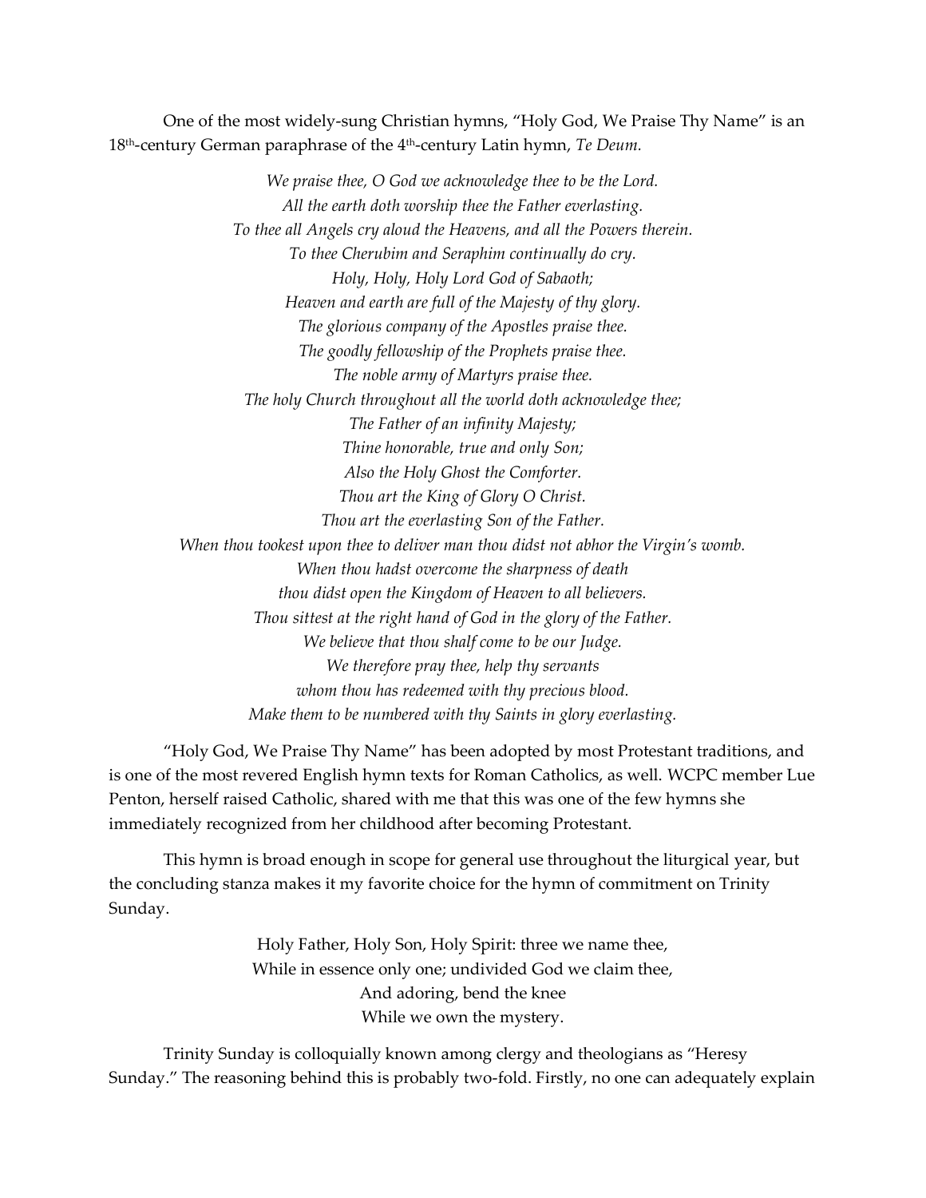One of the most widely-sung Christian hymns, "Holy God, We Praise Thy Name" is an 18th-century German paraphrase of the 4th-century Latin hymn, *Te Deum.*

*We praise thee, O God we acknowledge thee to be the Lord.*
*All the earth doth worship thee the Father everlasting.*
*To thee all Angels cry aloud the Heavens, and all the Powers therein.*
*To thee Cherubim and Seraphim continually do cry.*
*Holy, Holy, Holy Lord God of Sabaoth;*
*Heaven and earth are full of the Majesty of thy glory.*
*The glorious company of the Apostles praise thee.*
*The goodly fellowship of the Prophets praise thee.*
*The noble army of Martyrs praise thee.*
*The holy Church throughout all the world doth acknowledge thee;*
*The Father of an infinity Majesty;*
*Thine honorable, true and only Son;*
*Also the Holy Ghost the Comforter.*
*Thou art the King of Glory O Christ.*
*Thou art the everlasting Son of the Father.*
*When thou tookest upon thee to deliver man thou didst not abhor the Virgin's womb.*
*When thou hadst overcome the sharpness of death*
*thou didst open the Kingdom of Heaven to all believers.*
*Thou sittest at the right hand of God in the glory of the Father.*
*We believe that thou shalf come to be our Judge.*
*We therefore pray thee, help thy servants*
*whom thou has redeemed with thy precious blood.*
*Make them to be numbered with thy Saints in glory everlasting.*

"Holy God, We Praise Thy Name" has been adopted by most Protestant traditions, and is one of the most revered English hymn texts for Roman Catholics, as well. WCPC member Lue Penton, herself raised Catholic, shared with me that this was one of the few hymns she immediately recognized from her childhood after becoming Protestant.

This hymn is broad enough in scope for general use throughout the liturgical year, but the concluding stanza makes it my favorite choice for the hymn of commitment on Trinity Sunday.

Holy Father, Holy Son, Holy Spirit: three we name thee,
While in essence only one; undivided God we claim thee,
And adoring, bend the knee
While we own the mystery.

Trinity Sunday is colloquially known among clergy and theologians as "Heresy Sunday." The reasoning behind this is probably two-fold. Firstly, no one can adequately explain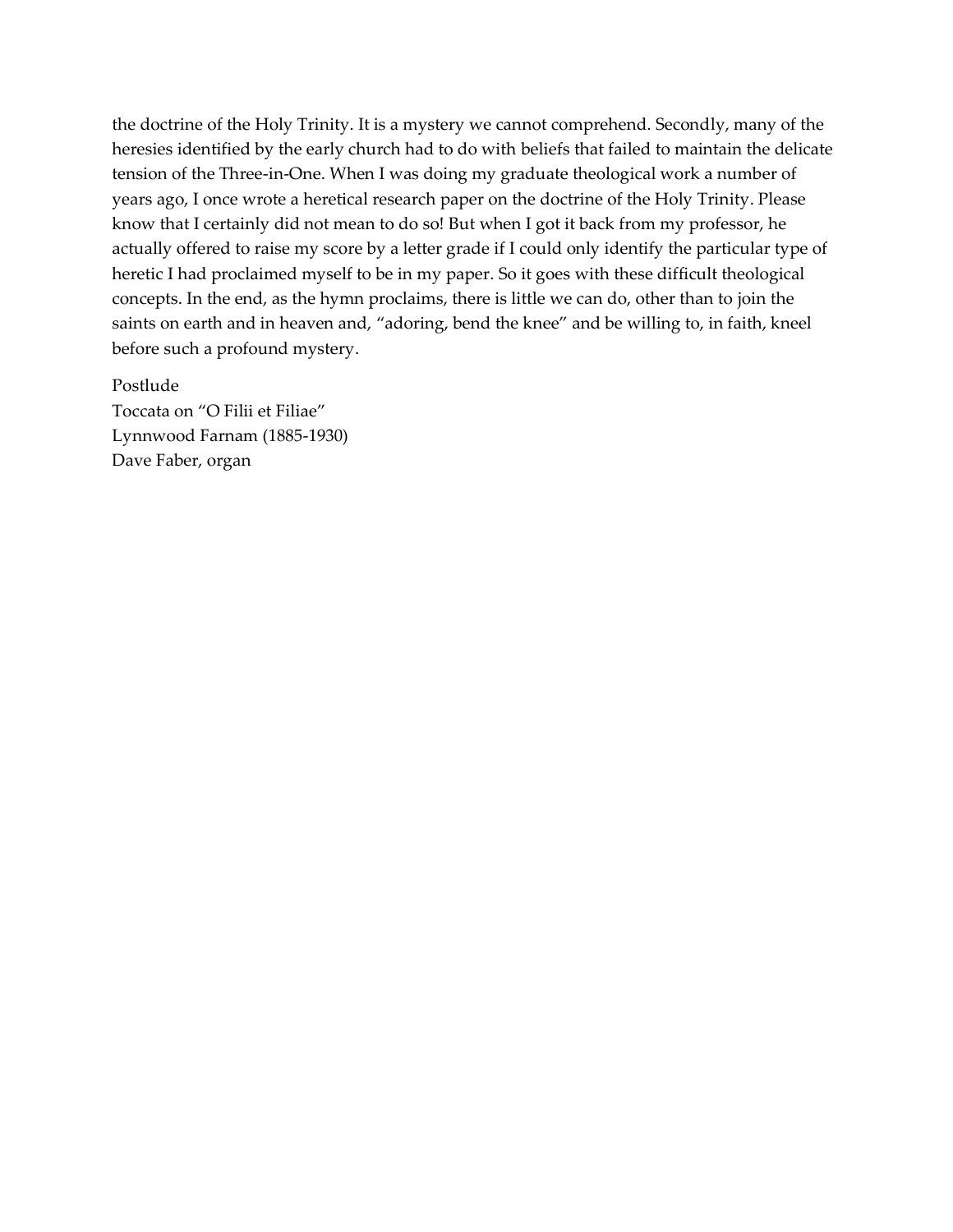the doctrine of the Holy Trinity. It is a mystery we cannot comprehend. Secondly, many of the heresies identified by the early church had to do with beliefs that failed to maintain the delicate tension of the Three-in-One. When I was doing my graduate theological work a number of years ago, I once wrote a heretical research paper on the doctrine of the Holy Trinity. Please know that I certainly did not mean to do so! But when I got it back from my professor, he actually offered to raise my score by a letter grade if I could only identify the particular type of heretic I had proclaimed myself to be in my paper. So it goes with these difficult theological concepts. In the end, as the hymn proclaims, there is little we can do, other than to join the saints on earth and in heaven and, "adoring, bend the knee" and be willing to, in faith, kneel before such a profound mystery.

Postlude
Toccata on "O Filii et Filiae"
Lynnwood Farnam (1885-1930)
Dave Faber, organ